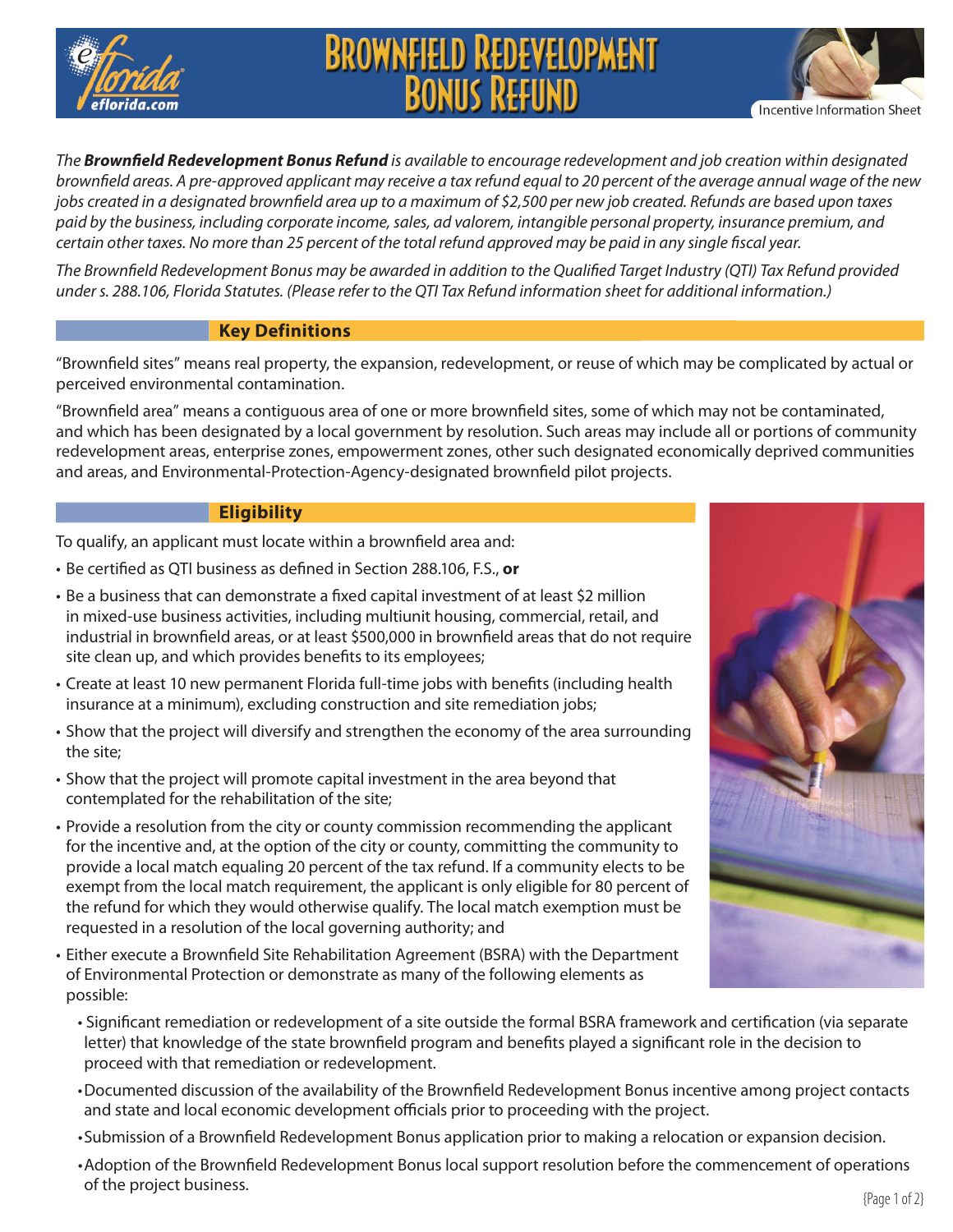# Brownfield Redevelopment Bonus Refund

Incentive Information Sheet

*The **Brownfield Redevelopment Bonus Refund** is available to encourage redevelopment and job creation within designated brownfield areas. A pre-approved applicant may receive a tax refund equal to 20 percent of the average annual wage of the new jobs created in a designated brownfield area up to a maximum of $2,500 per new job created. Refunds are based upon taxes paid by the business, including corporate income, sales, ad valorem, intangible personal property, insurance premium, and certain other taxes. No more than 25 percent of the total refund approved may be paid in any single fiscal year.*

*The Brownfield Redevelopment Bonus may be awarded in addition to the Qualified Target Industry (QTI) Tax Refund provided under s. 288.106, Florida Statutes. (Please refer to the QTI Tax Refund information sheet for additional information.)*

## Key Definitions

"Brownfield sites" means real property, the expansion, redevelopment, or reuse of which may be complicated by actual or perceived environmental contamination.

"Brownfield area" means a contiguous area of one or more brownfield sites, some of which may not be contaminated, and which has been designated by a local government by resolution. Such areas may include all or portions of community redevelopment areas, enterprise zones, empowerment zones, other such designated economically deprived communities and areas, and Environmental-Protection-Agency-designated brownfield pilot projects.

## Eligibility

To qualify, an applicant must locate within a brownfield area and:

- Be certified as QTI business as defined in Section 288.106, F.S., **or**
- Be a business that can demonstrate a fixed capital investment of at least $2 million in mixed-use business activities, including multiunit housing, commercial, retail, and industrial in brownfield areas, or at least $500,000 in brownfield areas that do not require site clean up, and which provides benefits to its employees;
- Create at least 10 new permanent Florida full-time jobs with benefits (including health insurance at a minimum), excluding construction and site remediation jobs;
- Show that the project will diversify and strengthen the economy of the area surrounding the site;
- Show that the project will promote capital investment in the area beyond that contemplated for the rehabilitation of the site;
- Provide a resolution from the city or county commission recommending the applicant for the incentive and, at the option of the city or county, committing the community to provide a local match equaling 20 percent of the tax refund. If a community elects to be exempt from the local match requirement, the applicant is only eligible for 80 percent of the refund for which they would otherwise qualify. The local match exemption must be requested in a resolution of the local governing authority; and
- Either execute a Brownfield Site Rehabilitation Agreement (BSRA) with the Department of Environmental Protection or demonstrate as many of the following elements as possible:
  - Significant remediation or redevelopment of a site outside the formal BSRA framework and certification (via separate letter) that knowledge of the state brownfield program and benefits played a significant role in the decision to proceed with that remediation or redevelopment.
  - Documented discussion of the availability of the Brownfield Redevelopment Bonus incentive among project contacts and state and local economic development officials prior to proceeding with the project.
  - Submission of a Brownfield Redevelopment Bonus application prior to making a relocation or expansion decision.
  - Adoption of the Brownfield Redevelopment Bonus local support resolution before the commencement of operations of the project business.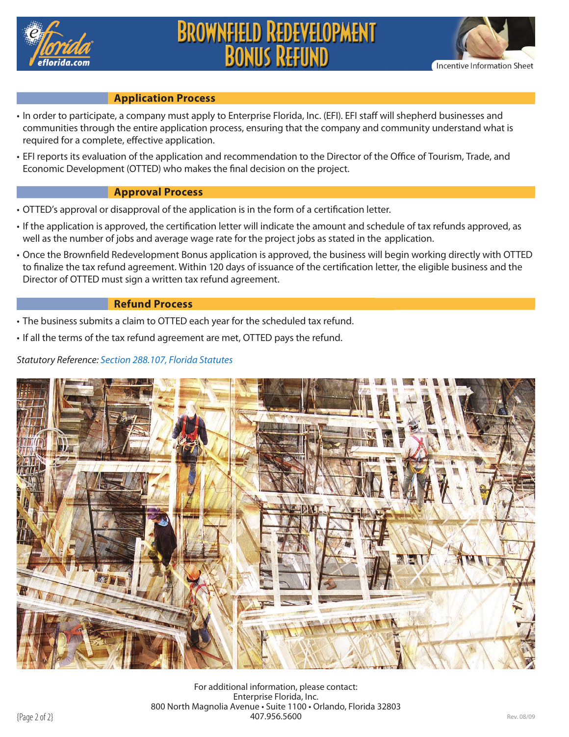# Brownfield Redevelopment Bonus Refund

Incentive Information Sheet

## Application Process

- In order to participate, a company must apply to Enterprise Florida, Inc. (EFI). EFI staff will shepherd businesses and communities through the entire application process, ensuring that the company and community understand what is required for a complete, effective application.
- EFI reports its evaluation of the application and recommendation to the Director of the Office of Tourism, Trade, and Economic Development (OTTED) who makes the final decision on the project.

## Approval Process

- OTTED's approval or disapproval of the application is in the form of a certification letter.
- If the application is approved, the certification letter will indicate the amount and schedule of tax refunds approved, as well as the number of jobs and average wage rate for the project jobs as stated in the application.
- Once the Brownfield Redevelopment Bonus application is approved, the business will begin working directly with OTTED to finalize the tax refund agreement. Within 120 days of issuance of the certification letter, the eligible business and the Director of OTTED must sign a written tax refund agreement.

## Refund Process

- The business submits a claim to OTTED each year for the scheduled tax refund.
- If all the terms of the tax refund agreement are met, OTTED pays the refund.

*Statutory Reference:* Section 288.107, Florida Statutes

For additional information, please contact:
Enterprise Florida, Inc.
800 North Magnolia Avenue • Suite 1100 • Orlando, Florida 32803
407.956.5600

Rev. 08/09